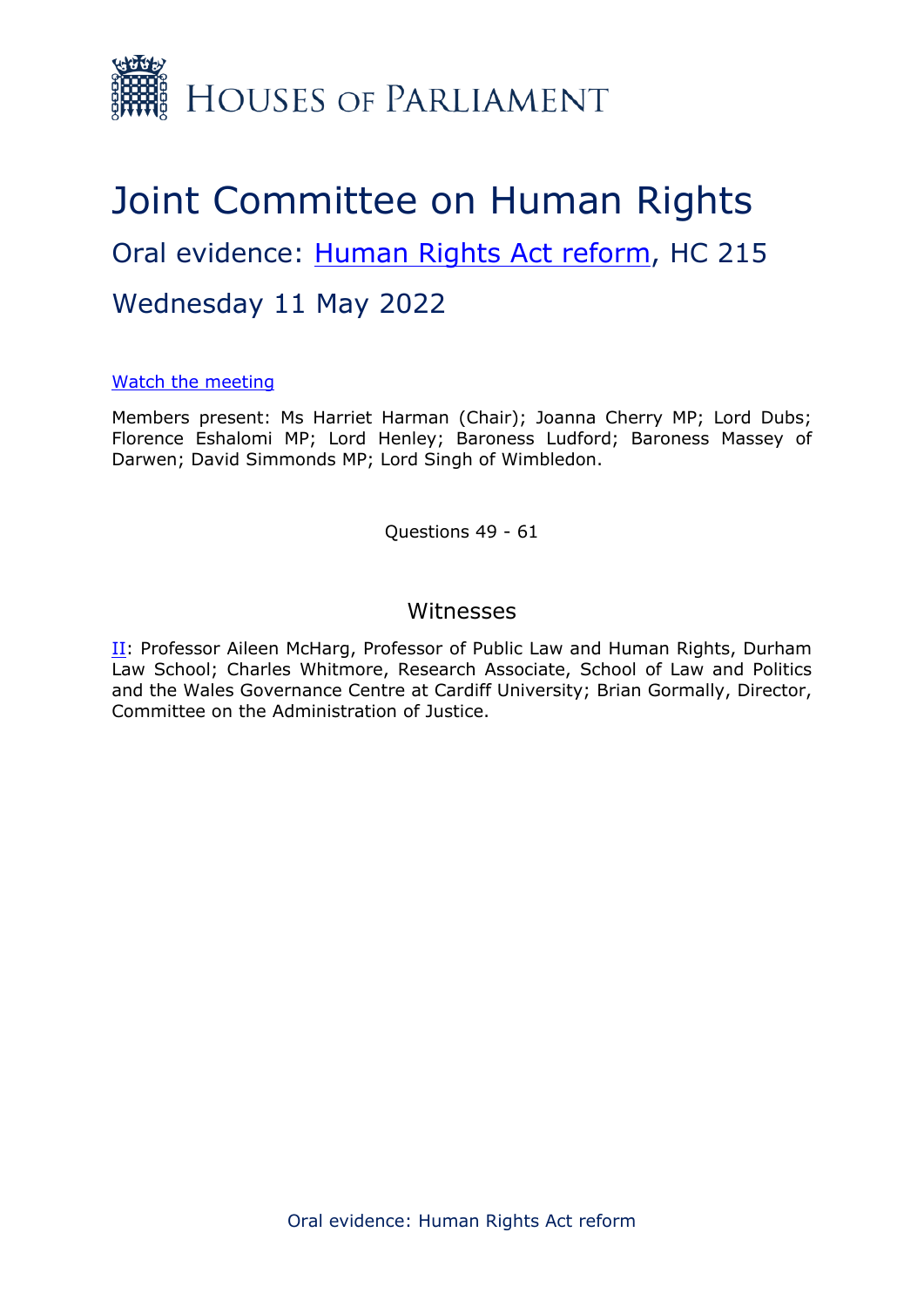# Houses of Parliament

# Joint Committee on Human Rights

## Oral evidence: [Human Rights Act reform](), HC 215

## Wednesday 11 May 2022

[Watch the meeting]()

Members present: Ms Harriet Harman (Chair); Joanna Cherry MP; Lord Dubs; Florence Eshalomi MP; Lord Henley; Baroness Ludford; Baroness Massey of Darwen; David Simmonds MP; Lord Singh of Wimbledon.

Questions 49 - 61

### Witnesses

[II](): Professor Aileen McHarg, Professor of Public Law and Human Rights, Durham Law School; Charles Whitmore, Research Associate, School of Law and Politics and the Wales Governance Centre at Cardiff University; Brian Gormally, Director, Committee on the Administration of Justice.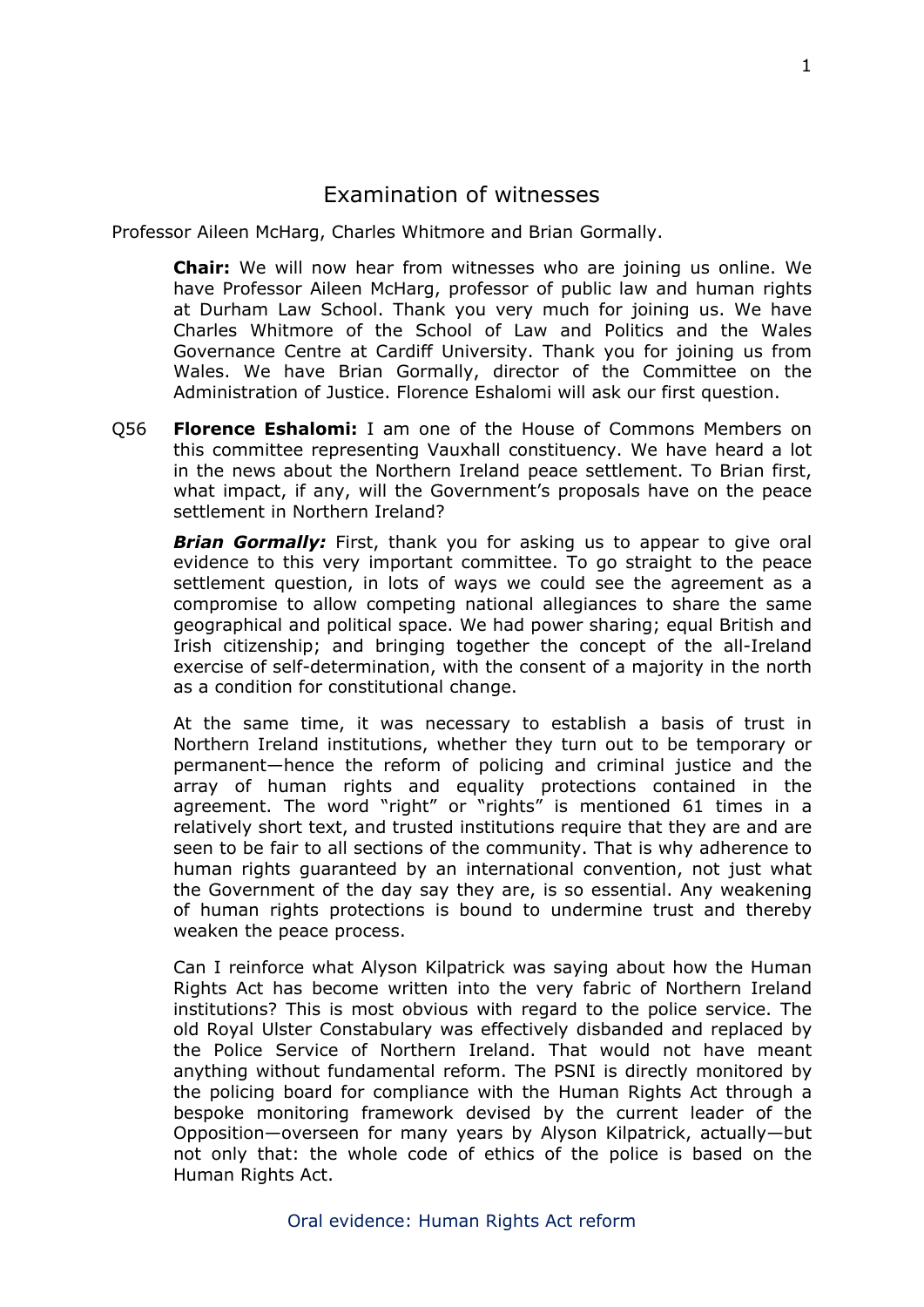# Examination of witnesses

Professor Aileen McHarg, Charles Whitmore and Brian Gormally.

**Chair:** We will now hear from witnesses who are joining us online. We have Professor Aileen McHarg, professor of public law and human rights at Durham Law School. Thank you very much for joining us. We have Charles Whitmore of the School of Law and Politics and the Wales Governance Centre at Cardiff University. Thank you for joining us from Wales. We have Brian Gormally, director of the Committee on the Administration of Justice. Florence Eshalomi will ask our first question.

Q56 **Florence Eshalomi:** I am one of the House of Commons Members on this committee representing Vauxhall constituency. We have heard a lot in the news about the Northern Ireland peace settlement. To Brian first, what impact, if any, will the Government's proposals have on the peace settlement in Northern Ireland?

***Brian Gormally:*** First, thank you for asking us to appear to give oral evidence to this very important committee. To go straight to the peace settlement question, in lots of ways we could see the agreement as a compromise to allow competing national allegiances to share the same geographical and political space. We had power sharing; equal British and Irish citizenship; and bringing together the concept of the all-Ireland exercise of self-determination, with the consent of a majority in the north as a condition for constitutional change.

At the same time, it was necessary to establish a basis of trust in Northern Ireland institutions, whether they turn out to be temporary or permanent—hence the reform of policing and criminal justice and the array of human rights and equality protections contained in the agreement. The word "right" or "rights" is mentioned 61 times in a relatively short text, and trusted institutions require that they are and are seen to be fair to all sections of the community. That is why adherence to human rights guaranteed by an international convention, not just what the Government of the day say they are, is so essential. Any weakening of human rights protections is bound to undermine trust and thereby weaken the peace process.

Can I reinforce what Alyson Kilpatrick was saying about how the Human Rights Act has become written into the very fabric of Northern Ireland institutions? This is most obvious with regard to the police service. The old Royal Ulster Constabulary was effectively disbanded and replaced by the Police Service of Northern Ireland. That would not have meant anything without fundamental reform. The PSNI is directly monitored by the policing board for compliance with the Human Rights Act through a bespoke monitoring framework devised by the current leader of the Opposition—overseen for many years by Alyson Kilpatrick, actually—but not only that: the whole code of ethics of the police is based on the Human Rights Act.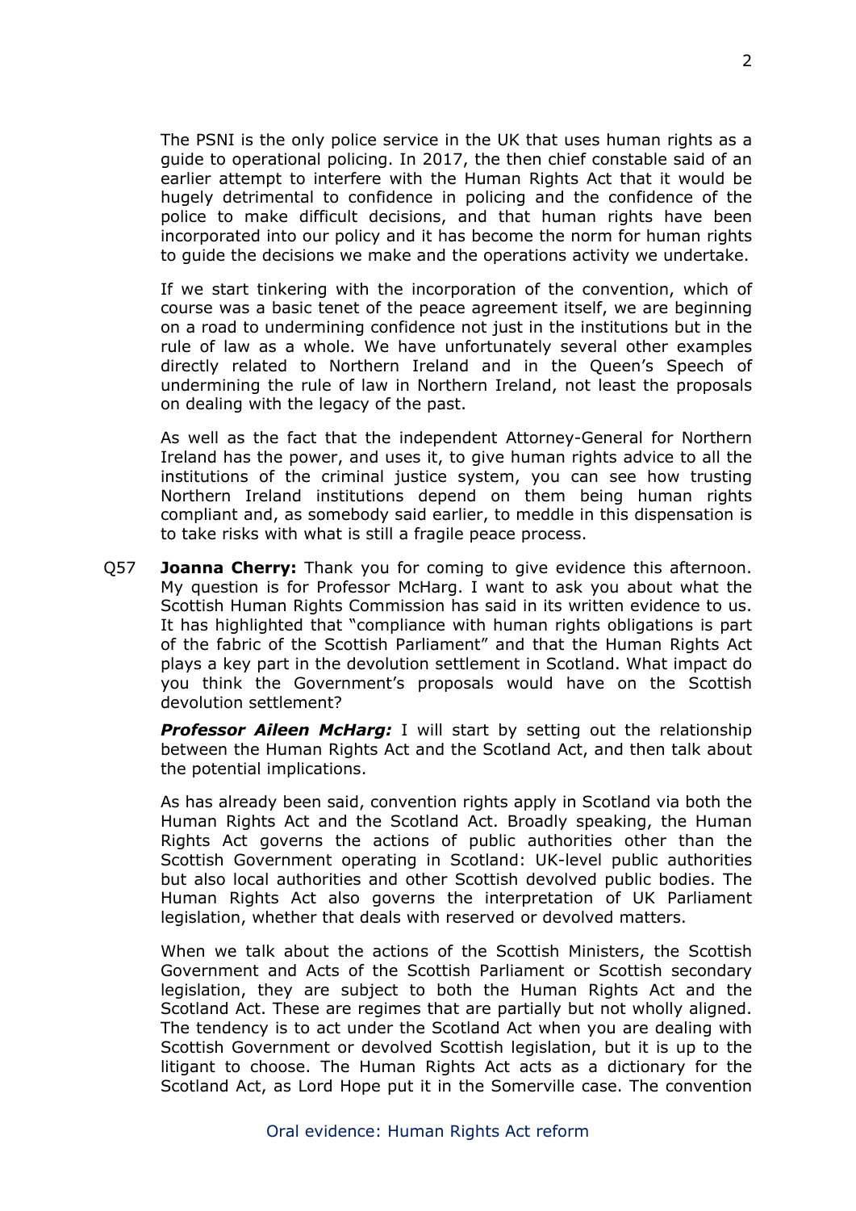The PSNI is the only police service in the UK that uses human rights as a guide to operational policing. In 2017, the then chief constable said of an earlier attempt to interfere with the Human Rights Act that it would be hugely detrimental to confidence in policing and the confidence of the police to make difficult decisions, and that human rights have been incorporated into our policy and it has become the norm for human rights to guide the decisions we make and the operations activity we undertake.

If we start tinkering with the incorporation of the convention, which of course was a basic tenet of the peace agreement itself, we are beginning on a road to undermining confidence not just in the institutions but in the rule of law as a whole. We have unfortunately several other examples directly related to Northern Ireland and in the Queen's Speech of undermining the rule of law in Northern Ireland, not least the proposals on dealing with the legacy of the past.

As well as the fact that the independent Attorney-General for Northern Ireland has the power, and uses it, to give human rights advice to all the institutions of the criminal justice system, you can see how trusting Northern Ireland institutions depend on them being human rights compliant and, as somebody said earlier, to meddle in this dispensation is to take risks with what is still a fragile peace process.

Q57 **Joanna Cherry:** Thank you for coming to give evidence this afternoon. My question is for Professor McHarg. I want to ask you about what the Scottish Human Rights Commission has said in its written evidence to us. It has highlighted that "compliance with human rights obligations is part of the fabric of the Scottish Parliament" and that the Human Rights Act plays a key part in the devolution settlement in Scotland. What impact do you think the Government's proposals would have on the Scottish devolution settlement?

***Professor Aileen McHarg:*** I will start by setting out the relationship between the Human Rights Act and the Scotland Act, and then talk about the potential implications.

As has already been said, convention rights apply in Scotland via both the Human Rights Act and the Scotland Act. Broadly speaking, the Human Rights Act governs the actions of public authorities other than the Scottish Government operating in Scotland: UK-level public authorities but also local authorities and other Scottish devolved public bodies. The Human Rights Act also governs the interpretation of UK Parliament legislation, whether that deals with reserved or devolved matters.

When we talk about the actions of the Scottish Ministers, the Scottish Government and Acts of the Scottish Parliament or Scottish secondary legislation, they are subject to both the Human Rights Act and the Scotland Act. These are regimes that are partially but not wholly aligned. The tendency is to act under the Scotland Act when you are dealing with Scottish Government or devolved Scottish legislation, but it is up to the litigant to choose. The Human Rights Act acts as a dictionary for the Scotland Act, as Lord Hope put it in the Somerville case. The convention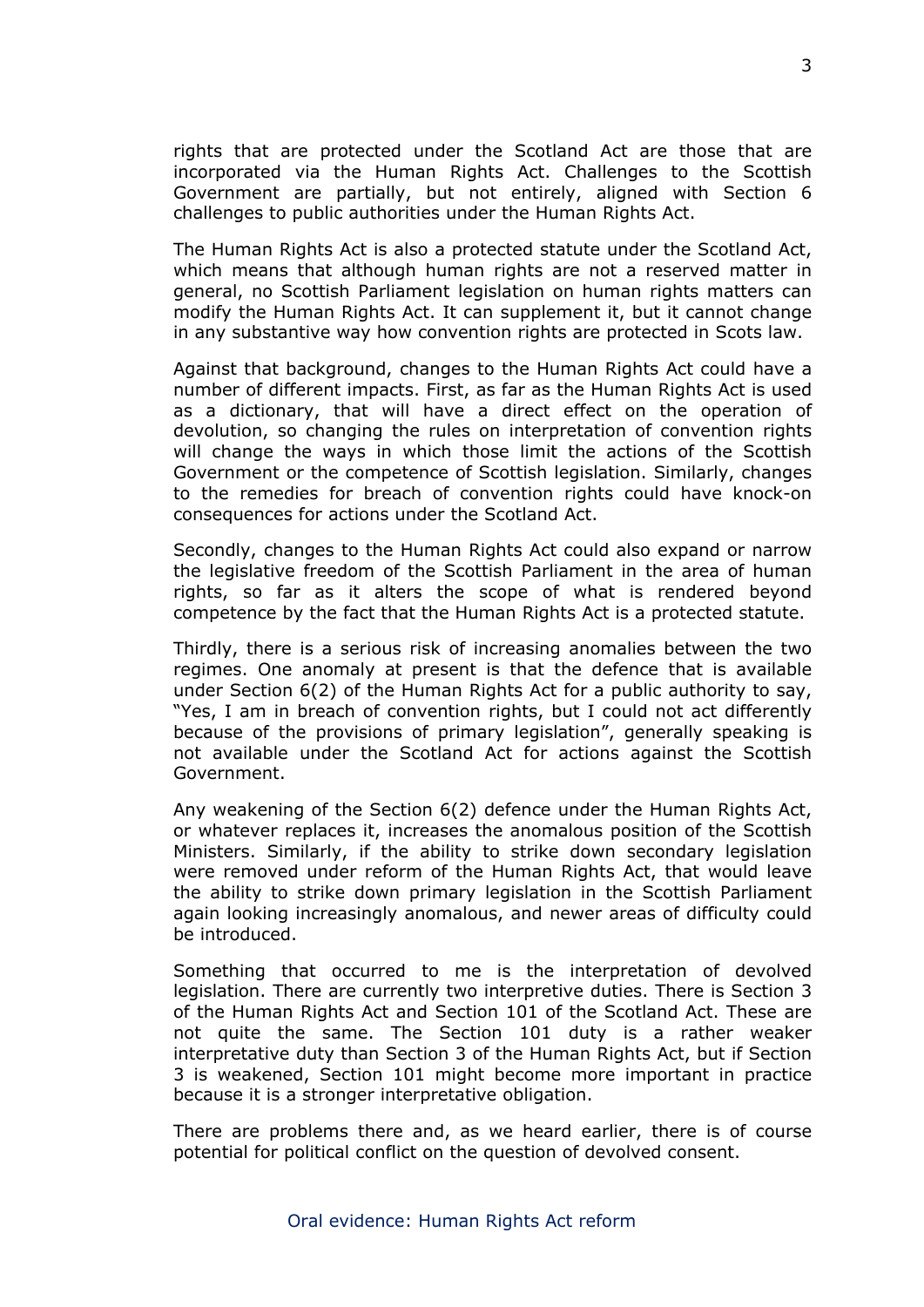rights that are protected under the Scotland Act are those that are incorporated via the Human Rights Act. Challenges to the Scottish Government are partially, but not entirely, aligned with Section 6 challenges to public authorities under the Human Rights Act.

The Human Rights Act is also a protected statute under the Scotland Act, which means that although human rights are not a reserved matter in general, no Scottish Parliament legislation on human rights matters can modify the Human Rights Act. It can supplement it, but it cannot change in any substantive way how convention rights are protected in Scots law.

Against that background, changes to the Human Rights Act could have a number of different impacts. First, as far as the Human Rights Act is used as a dictionary, that will have a direct effect on the operation of devolution, so changing the rules on interpretation of convention rights will change the ways in which those limit the actions of the Scottish Government or the competence of Scottish legislation. Similarly, changes to the remedies for breach of convention rights could have knock-on consequences for actions under the Scotland Act.

Secondly, changes to the Human Rights Act could also expand or narrow the legislative freedom of the Scottish Parliament in the area of human rights, so far as it alters the scope of what is rendered beyond competence by the fact that the Human Rights Act is a protected statute.

Thirdly, there is a serious risk of increasing anomalies between the two regimes. One anomaly at present is that the defence that is available under Section 6(2) of the Human Rights Act for a public authority to say, "Yes, I am in breach of convention rights, but I could not act differently because of the provisions of primary legislation", generally speaking is not available under the Scotland Act for actions against the Scottish Government.

Any weakening of the Section 6(2) defence under the Human Rights Act, or whatever replaces it, increases the anomalous position of the Scottish Ministers. Similarly, if the ability to strike down secondary legislation were removed under reform of the Human Rights Act, that would leave the ability to strike down primary legislation in the Scottish Parliament again looking increasingly anomalous, and newer areas of difficulty could be introduced.

Something that occurred to me is the interpretation of devolved legislation. There are currently two interpretive duties. There is Section 3 of the Human Rights Act and Section 101 of the Scotland Act. These are not quite the same. The Section 101 duty is a rather weaker interpretative duty than Section 3 of the Human Rights Act, but if Section 3 is weakened, Section 101 might become more important in practice because it is a stronger interpretative obligation.

There are problems there and, as we heard earlier, there is of course potential for political conflict on the question of devolved consent.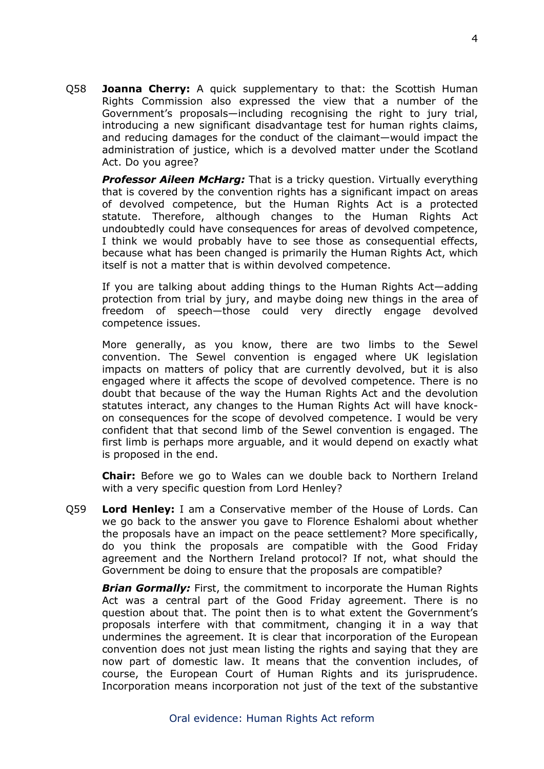Q58 **Joanna Cherry:** A quick supplementary to that: the Scottish Human Rights Commission also expressed the view that a number of the Government's proposals—including recognising the right to jury trial, introducing a new significant disadvantage test for human rights claims, and reducing damages for the conduct of the claimant—would impact the administration of justice, which is a devolved matter under the Scotland Act. Do you agree?

***Professor Aileen McHarg:*** That is a tricky question. Virtually everything that is covered by the convention rights has a significant impact on areas of devolved competence, but the Human Rights Act is a protected statute. Therefore, although changes to the Human Rights Act undoubtedly could have consequences for areas of devolved competence, I think we would probably have to see those as consequential effects, because what has been changed is primarily the Human Rights Act, which itself is not a matter that is within devolved competence.

If you are talking about adding things to the Human Rights Act—adding protection from trial by jury, and maybe doing new things in the area of freedom of speech—those could very directly engage devolved competence issues.

More generally, as you know, there are two limbs to the Sewel convention. The Sewel convention is engaged where UK legislation impacts on matters of policy that are currently devolved, but it is also engaged where it affects the scope of devolved competence. There is no doubt that because of the way the Human Rights Act and the devolution statutes interact, any changes to the Human Rights Act will have knock-on consequences for the scope of devolved competence. I would be very confident that that second limb of the Sewel convention is engaged. The first limb is perhaps more arguable, and it would depend on exactly what is proposed in the end.

**Chair:** Before we go to Wales can we double back to Northern Ireland with a very specific question from Lord Henley?

Q59 **Lord Henley:** I am a Conservative member of the House of Lords. Can we go back to the answer you gave to Florence Eshalomi about whether the proposals have an impact on the peace settlement? More specifically, do you think the proposals are compatible with the Good Friday agreement and the Northern Ireland protocol? If not, what should the Government be doing to ensure that the proposals are compatible?

***Brian Gormally:*** First, the commitment to incorporate the Human Rights Act was a central part of the Good Friday agreement. There is no question about that. The point then is to what extent the Government's proposals interfere with that commitment, changing it in a way that undermines the agreement. It is clear that incorporation of the European convention does not just mean listing the rights and saying that they are now part of domestic law. It means that the convention includes, of course, the European Court of Human Rights and its jurisprudence. Incorporation means incorporation not just of the text of the substantive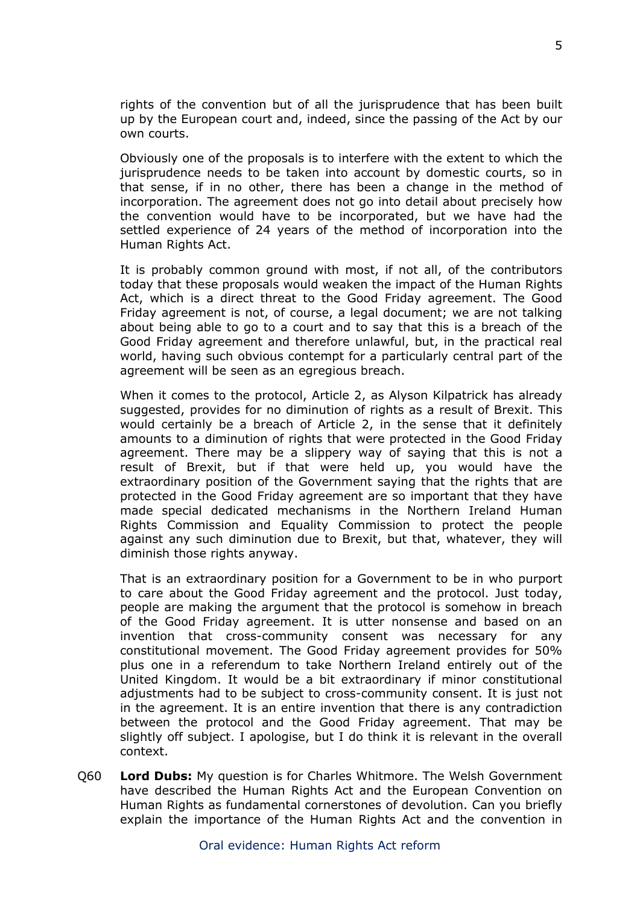rights of the convention but of all the jurisprudence that has been built up by the European court and, indeed, since the passing of the Act by our own courts.

Obviously one of the proposals is to interfere with the extent to which the jurisprudence needs to be taken into account by domestic courts, so in that sense, if in no other, there has been a change in the method of incorporation. The agreement does not go into detail about precisely how the convention would have to be incorporated, but we have had the settled experience of 24 years of the method of incorporation into the Human Rights Act.

It is probably common ground with most, if not all, of the contributors today that these proposals would weaken the impact of the Human Rights Act, which is a direct threat to the Good Friday agreement. The Good Friday agreement is not, of course, a legal document; we are not talking about being able to go to a court and to say that this is a breach of the Good Friday agreement and therefore unlawful, but, in the practical real world, having such obvious contempt for a particularly central part of the agreement will be seen as an egregious breach.

When it comes to the protocol, Article 2, as Alyson Kilpatrick has already suggested, provides for no diminution of rights as a result of Brexit. This would certainly be a breach of Article 2, in the sense that it definitely amounts to a diminution of rights that were protected in the Good Friday agreement. There may be a slippery way of saying that this is not a result of Brexit, but if that were held up, you would have the extraordinary position of the Government saying that the rights that are protected in the Good Friday agreement are so important that they have made special dedicated mechanisms in the Northern Ireland Human Rights Commission and Equality Commission to protect the people against any such diminution due to Brexit, but that, whatever, they will diminish those rights anyway.

That is an extraordinary position for a Government to be in who purport to care about the Good Friday agreement and the protocol. Just today, people are making the argument that the protocol is somehow in breach of the Good Friday agreement. It is utter nonsense and based on an invention that cross-community consent was necessary for any constitutional movement. The Good Friday agreement provides for 50% plus one in a referendum to take Northern Ireland entirely out of the United Kingdom. It would be a bit extraordinary if minor constitutional adjustments had to be subject to cross-community consent. It is just not in the agreement. It is an entire invention that there is any contradiction between the protocol and the Good Friday agreement. That may be slightly off subject. I apologise, but I do think it is relevant in the overall context.

Q60 **Lord Dubs:** My question is for Charles Whitmore. The Welsh Government have described the Human Rights Act and the European Convention on Human Rights as fundamental cornerstones of devolution. Can you briefly explain the importance of the Human Rights Act and the convention in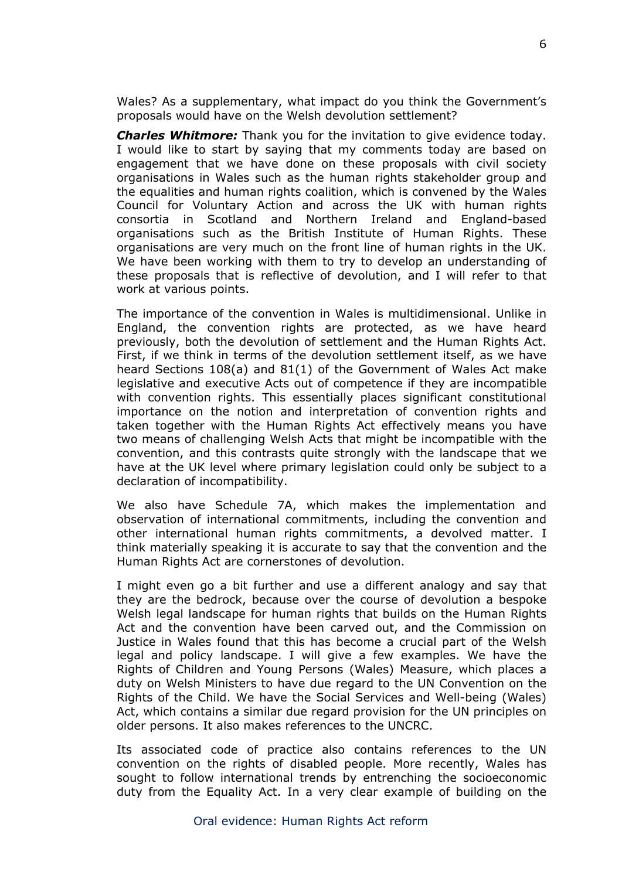Wales? As a supplementary, what impact do you think the Government's proposals would have on the Welsh devolution settlement?

***Charles Whitmore:*** Thank you for the invitation to give evidence today. I would like to start by saying that my comments today are based on engagement that we have done on these proposals with civil society organisations in Wales such as the human rights stakeholder group and the equalities and human rights coalition, which is convened by the Wales Council for Voluntary Action and across the UK with human rights consortia in Scotland and Northern Ireland and England-based organisations such as the British Institute of Human Rights. These organisations are very much on the front line of human rights in the UK. We have been working with them to try to develop an understanding of these proposals that is reflective of devolution, and I will refer to that work at various points.

The importance of the convention in Wales is multidimensional. Unlike in England, the convention rights are protected, as we have heard previously, both the devolution of settlement and the Human Rights Act. First, if we think in terms of the devolution settlement itself, as we have heard Sections 108(a) and 81(1) of the Government of Wales Act make legislative and executive Acts out of competence if they are incompatible with convention rights. This essentially places significant constitutional importance on the notion and interpretation of convention rights and taken together with the Human Rights Act effectively means you have two means of challenging Welsh Acts that might be incompatible with the convention, and this contrasts quite strongly with the landscape that we have at the UK level where primary legislation could only be subject to a declaration of incompatibility.

We also have Schedule 7A, which makes the implementation and observation of international commitments, including the convention and other international human rights commitments, a devolved matter. I think materially speaking it is accurate to say that the convention and the Human Rights Act are cornerstones of devolution.

I might even go a bit further and use a different analogy and say that they are the bedrock, because over the course of devolution a bespoke Welsh legal landscape for human rights that builds on the Human Rights Act and the convention have been carved out, and the Commission on Justice in Wales found that this has become a crucial part of the Welsh legal and policy landscape. I will give a few examples. We have the Rights of Children and Young Persons (Wales) Measure, which places a duty on Welsh Ministers to have due regard to the UN Convention on the Rights of the Child. We have the Social Services and Well-being (Wales) Act, which contains a similar due regard provision for the UN principles on older persons. It also makes references to the UNCRC.

Its associated code of practice also contains references to the UN convention on the rights of disabled people. More recently, Wales has sought to follow international trends by entrenching the socioeconomic duty from the Equality Act. In a very clear example of building on the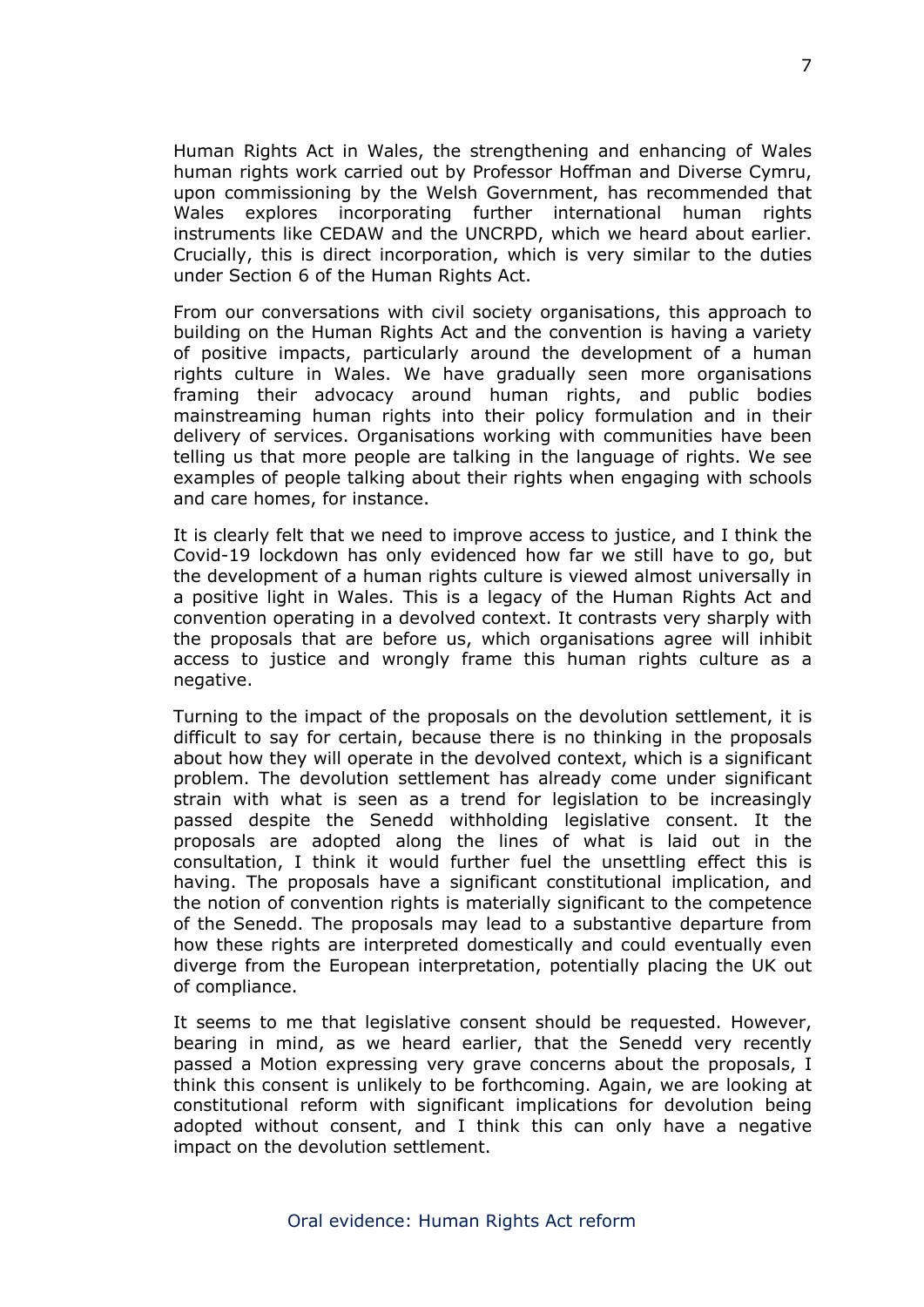Human Rights Act in Wales, the strengthening and enhancing of Wales human rights work carried out by Professor Hoffman and Diverse Cymru, upon commissioning by the Welsh Government, has recommended that Wales explores incorporating further international human rights instruments like CEDAW and the UNCRPD, which we heard about earlier. Crucially, this is direct incorporation, which is very similar to the duties under Section 6 of the Human Rights Act.

From our conversations with civil society organisations, this approach to building on the Human Rights Act and the convention is having a variety of positive impacts, particularly around the development of a human rights culture in Wales. We have gradually seen more organisations framing their advocacy around human rights, and public bodies mainstreaming human rights into their policy formulation and in their delivery of services. Organisations working with communities have been telling us that more people are talking in the language of rights. We see examples of people talking about their rights when engaging with schools and care homes, for instance.

It is clearly felt that we need to improve access to justice, and I think the Covid-19 lockdown has only evidenced how far we still have to go, but the development of a human rights culture is viewed almost universally in a positive light in Wales. This is a legacy of the Human Rights Act and convention operating in a devolved context. It contrasts very sharply with the proposals that are before us, which organisations agree will inhibit access to justice and wrongly frame this human rights culture as a negative.

Turning to the impact of the proposals on the devolution settlement, it is difficult to say for certain, because there is no thinking in the proposals about how they will operate in the devolved context, which is a significant problem. The devolution settlement has already come under significant strain with what is seen as a trend for legislation to be increasingly passed despite the Senedd withholding legislative consent. It the proposals are adopted along the lines of what is laid out in the consultation, I think it would further fuel the unsettling effect this is having. The proposals have a significant constitutional implication, and the notion of convention rights is materially significant to the competence of the Senedd. The proposals may lead to a substantive departure from how these rights are interpreted domestically and could eventually even diverge from the European interpretation, potentially placing the UK out of compliance.

It seems to me that legislative consent should be requested. However, bearing in mind, as we heard earlier, that the Senedd very recently passed a Motion expressing very grave concerns about the proposals, I think this consent is unlikely to be forthcoming. Again, we are looking at constitutional reform with significant implications for devolution being adopted without consent, and I think this can only have a negative impact on the devolution settlement.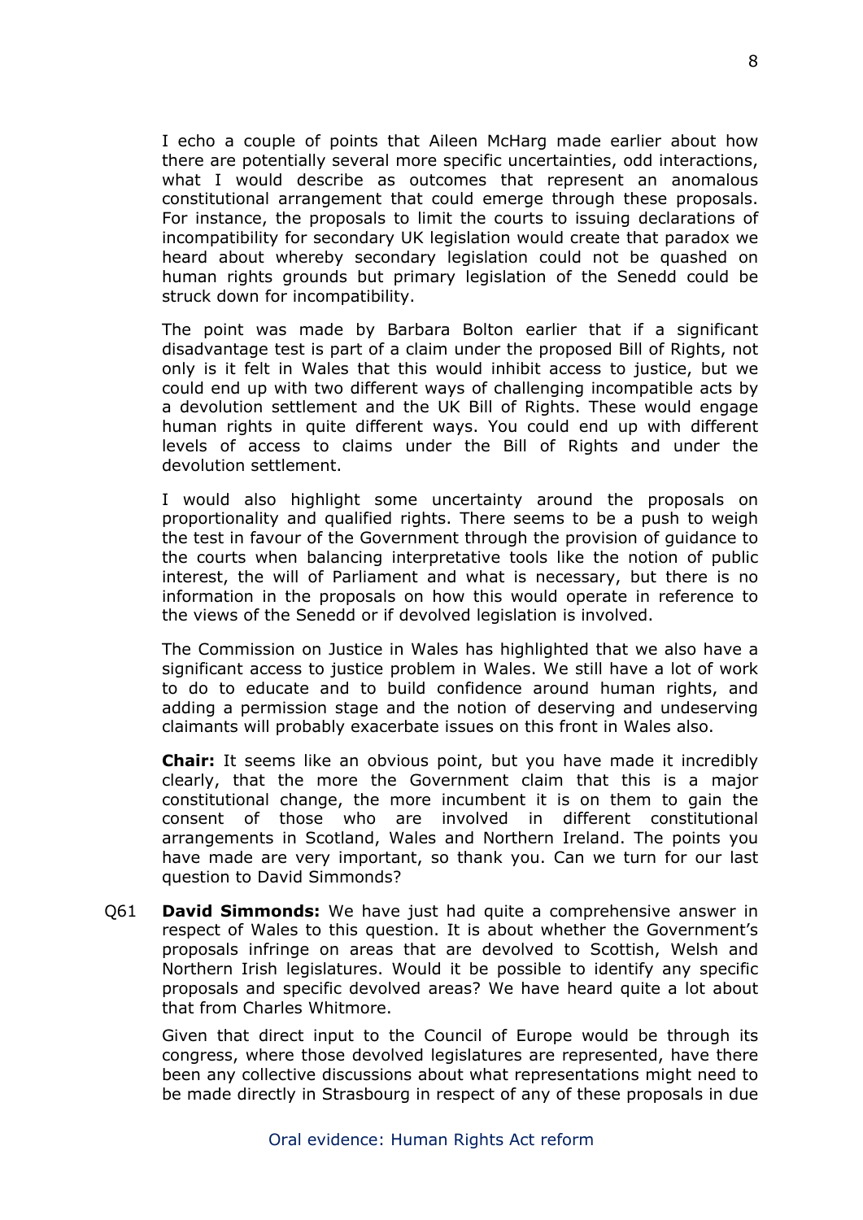I echo a couple of points that Aileen McHarg made earlier about how there are potentially several more specific uncertainties, odd interactions, what I would describe as outcomes that represent an anomalous constitutional arrangement that could emerge through these proposals. For instance, the proposals to limit the courts to issuing declarations of incompatibility for secondary UK legislation would create that paradox we heard about whereby secondary legislation could not be quashed on human rights grounds but primary legislation of the Senedd could be struck down for incompatibility.

The point was made by Barbara Bolton earlier that if a significant disadvantage test is part of a claim under the proposed Bill of Rights, not only is it felt in Wales that this would inhibit access to justice, but we could end up with two different ways of challenging incompatible acts by a devolution settlement and the UK Bill of Rights. These would engage human rights in quite different ways. You could end up with different levels of access to claims under the Bill of Rights and under the devolution settlement.

I would also highlight some uncertainty around the proposals on proportionality and qualified rights. There seems to be a push to weigh the test in favour of the Government through the provision of guidance to the courts when balancing interpretative tools like the notion of public interest, the will of Parliament and what is necessary, but there is no information in the proposals on how this would operate in reference to the views of the Senedd or if devolved legislation is involved.

The Commission on Justice in Wales has highlighted that we also have a significant access to justice problem in Wales. We still have a lot of work to do to educate and to build confidence around human rights, and adding a permission stage and the notion of deserving and undeserving claimants will probably exacerbate issues on this front in Wales also.

**Chair:** It seems like an obvious point, but you have made it incredibly clearly, that the more the Government claim that this is a major constitutional change, the more incumbent it is on them to gain the consent of those who are involved in different constitutional arrangements in Scotland, Wales and Northern Ireland. The points you have made are very important, so thank you. Can we turn for our last question to David Simmonds?

Q61 **David Simmonds:** We have just had quite a comprehensive answer in respect of Wales to this question. It is about whether the Government's proposals infringe on areas that are devolved to Scottish, Welsh and Northern Irish legislatures. Would it be possible to identify any specific proposals and specific devolved areas? We have heard quite a lot about that from Charles Whitmore.

Given that direct input to the Council of Europe would be through its congress, where those devolved legislatures are represented, have there been any collective discussions about what representations might need to be made directly in Strasbourg in respect of any of these proposals in due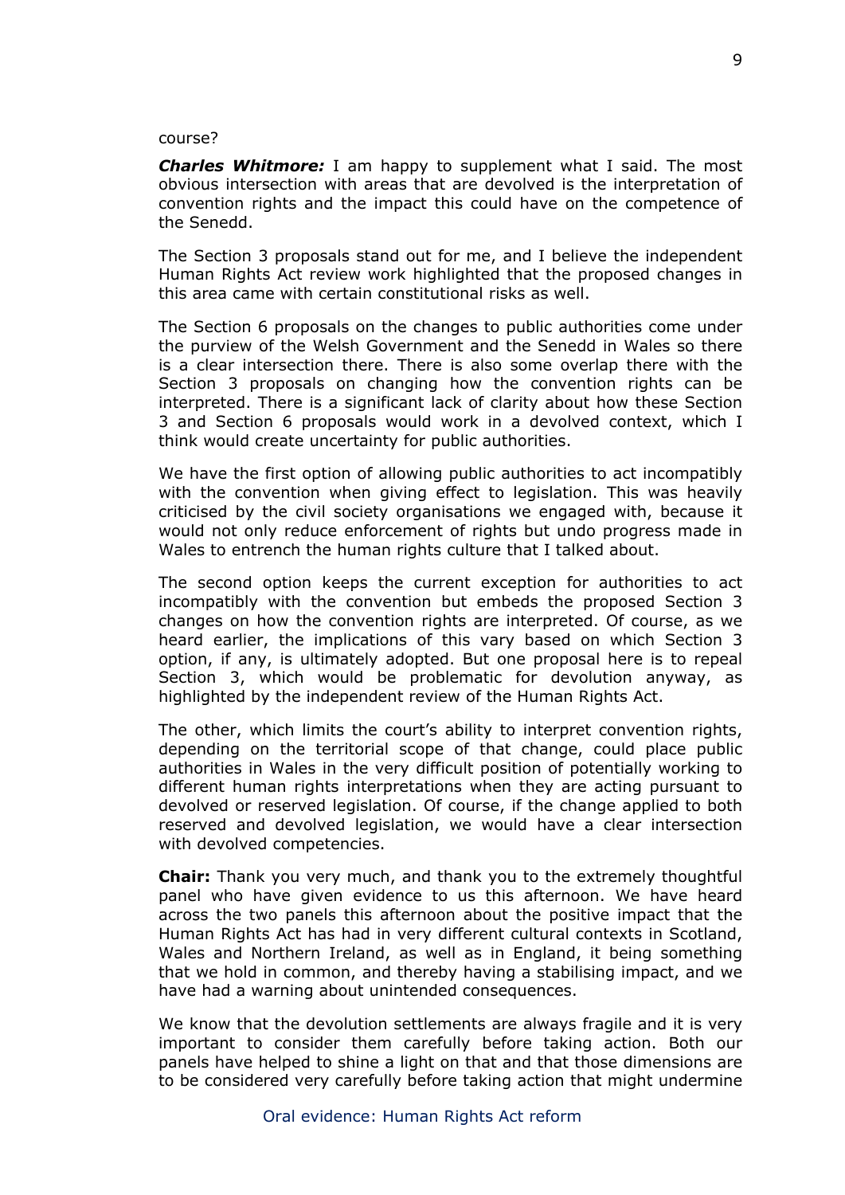course?

***Charles Whitmore:*** I am happy to supplement what I said. The most obvious intersection with areas that are devolved is the interpretation of convention rights and the impact this could have on the competence of the Senedd.

The Section 3 proposals stand out for me, and I believe the independent Human Rights Act review work highlighted that the proposed changes in this area came with certain constitutional risks as well.

The Section 6 proposals on the changes to public authorities come under the purview of the Welsh Government and the Senedd in Wales so there is a clear intersection there. There is also some overlap there with the Section 3 proposals on changing how the convention rights can be interpreted. There is a significant lack of clarity about how these Section 3 and Section 6 proposals would work in a devolved context, which I think would create uncertainty for public authorities.

We have the first option of allowing public authorities to act incompatibly with the convention when giving effect to legislation. This was heavily criticised by the civil society organisations we engaged with, because it would not only reduce enforcement of rights but undo progress made in Wales to entrench the human rights culture that I talked about.

The second option keeps the current exception for authorities to act incompatibly with the convention but embeds the proposed Section 3 changes on how the convention rights are interpreted. Of course, as we heard earlier, the implications of this vary based on which Section 3 option, if any, is ultimately adopted. But one proposal here is to repeal Section 3, which would be problematic for devolution anyway, as highlighted by the independent review of the Human Rights Act.

The other, which limits the court's ability to interpret convention rights, depending on the territorial scope of that change, could place public authorities in Wales in the very difficult position of potentially working to different human rights interpretations when they are acting pursuant to devolved or reserved legislation. Of course, if the change applied to both reserved and devolved legislation, we would have a clear intersection with devolved competencies.

**Chair:** Thank you very much, and thank you to the extremely thoughtful panel who have given evidence to us this afternoon. We have heard across the two panels this afternoon about the positive impact that the Human Rights Act has had in very different cultural contexts in Scotland, Wales and Northern Ireland, as well as in England, it being something that we hold in common, and thereby having a stabilising impact, and we have had a warning about unintended consequences.

We know that the devolution settlements are always fragile and it is very important to consider them carefully before taking action. Both our panels have helped to shine a light on that and that those dimensions are to be considered very carefully before taking action that might undermine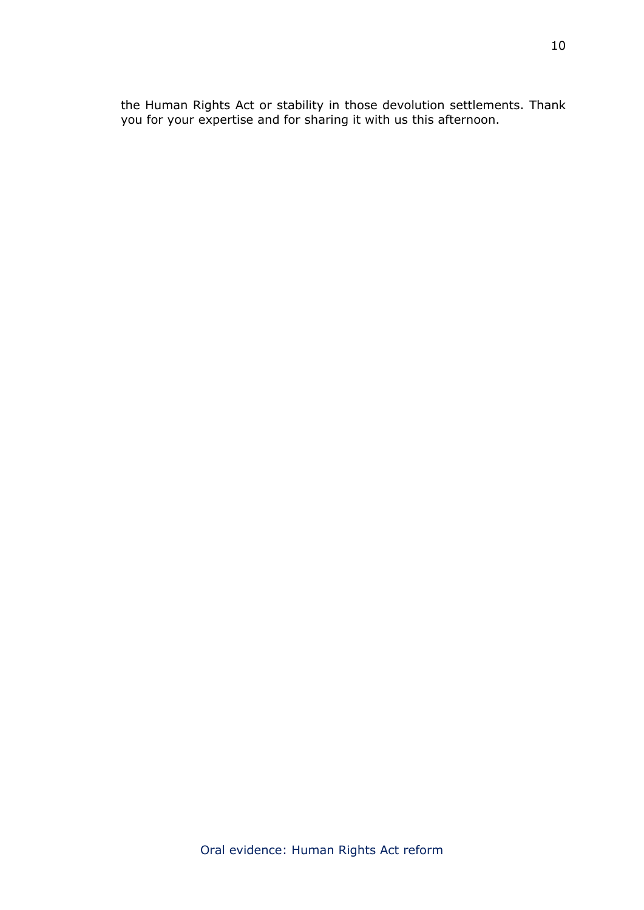the Human Rights Act or stability in those devolution settlements. Thank you for your expertise and for sharing it with us this afternoon.